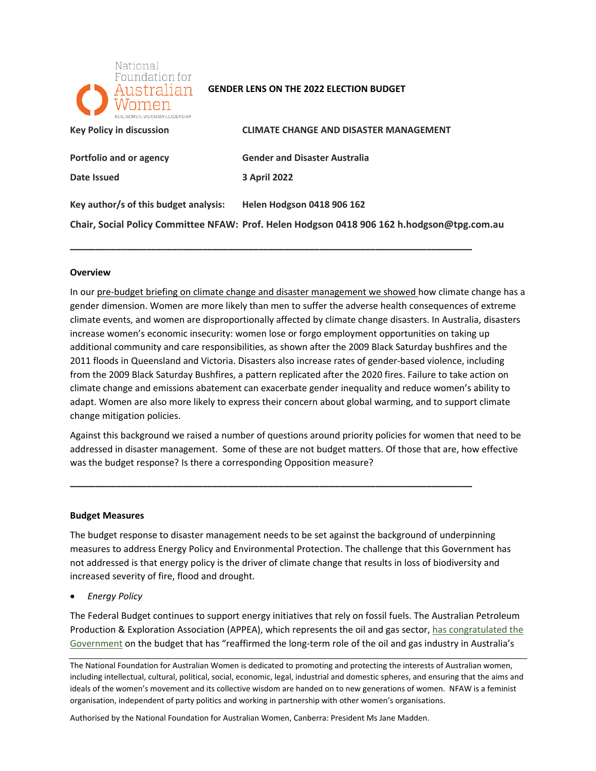**GENDER LENS ON THE 2022 ELECTION BUDGET**

| | |
|---|---|
| **Key Policy in discussion** | **CLIMATE CHANGE AND DISASTER MANAGEMENT** |
| **Portfolio and or agency** | **Gender and Disaster Australia** |
| **Date Issued** | **3 April 2022** |
| **Key author/s of this budget analysis:** | **Helen Hodgson 0418 906 162** |
| **Chair, Social Policy Committee NFAW:** | **Prof. Helen Hodgson 0418 906 162 h.hodgson@tpg.com.au** |

---

**Overview**

In our pre-budget briefing on climate change and disaster management we showed how climate change has a gender dimension. Women are more likely than men to suffer the adverse health consequences of extreme climate events, and women are disproportionally affected by climate change disasters. In Australia, disasters increase women's economic insecurity: women lose or forgo employment opportunities on taking up additional community and care responsibilities, as shown after the 2009 Black Saturday bushfires and the 2011 floods in Queensland and Victoria. Disasters also increase rates of gender-based violence, including from the 2009 Black Saturday Bushfires, a pattern replicated after the 2020 fires. Failure to take action on climate change and emissions abatement can exacerbate gender inequality and reduce women's ability to adapt. Women are also more likely to express their concern about global warming, and to support climate change mitigation policies.

Against this background we raised a number of questions around priority policies for women that need to be addressed in disaster management. Some of these are not budget matters. Of those that are, how effective was the budget response? Is there a corresponding Opposition measure?

---

**Budget Measures**

The budget response to disaster management needs to be set against the background of underpinning measures to address Energy Policy and Environmental Protection. The challenge that this Government has not addressed is that energy policy is the driver of climate change that results in loss of biodiversity and increased severity of fire, flood and drought.

- *Energy Policy*

The Federal Budget continues to support energy initiatives that rely on fossil fuels. The Australian Petroleum Production & Exploration Association (APPEA), which represents the oil and gas sector, has congratulated the Government on the budget that has "reaffirmed the long-term role of the oil and gas industry in Australia's

The National Foundation for Australian Women is dedicated to promoting and protecting the interests of Australian women, including intellectual, cultural, political, social, economic, legal, industrial and domestic spheres, and ensuring that the aims and ideals of the women's movement and its collective wisdom are handed on to new generations of women. NFAW is a feminist organisation, independent of party politics and working in partnership with other women's organisations.

Authorised by the National Foundation for Australian Women, Canberra: President Ms Jane Madden.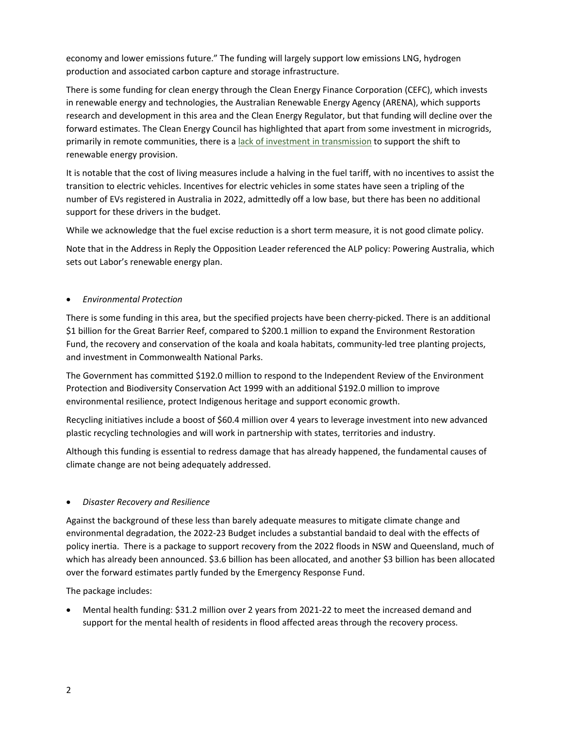economy and lower emissions future." The funding will largely support low emissions LNG, hydrogen production and associated carbon capture and storage infrastructure.

There is some funding for clean energy through the Clean Energy Finance Corporation (CEFC), which invests in renewable energy and technologies, the Australian Renewable Energy Agency (ARENA), which supports research and development in this area and the Clean Energy Regulator, but that funding will decline over the forward estimates. The Clean Energy Council has highlighted that apart from some investment in microgrids, primarily in remote communities, there is a lack of investment in transmission to support the shift to renewable energy provision.

It is notable that the cost of living measures include a halving in the fuel tariff, with no incentives to assist the transition to electric vehicles. Incentives for electric vehicles in some states have seen a tripling of the number of EVs registered in Australia in 2022, admittedly off a low base, but there has been no additional support for these drivers in the budget.

While we acknowledge that the fuel excise reduction is a short term measure, it is not good climate policy.

Note that in the Address in Reply the Opposition Leader referenced the ALP policy: Powering Australia, which sets out Labor's renewable energy plan.

- *Environmental Protection*

There is some funding in this area, but the specified projects have been cherry-picked. There is an additional $1 billion for the Great Barrier Reef, compared to $200.1 million to expand the Environment Restoration Fund, the recovery and conservation of the koala and koala habitats, community-led tree planting projects, and investment in Commonwealth National Parks.

The Government has committed $192.0 million to respond to the Independent Review of the Environment Protection and Biodiversity Conservation Act 1999 with an additional $192.0 million to improve environmental resilience, protect Indigenous heritage and support economic growth.

Recycling initiatives include a boost of $60.4 million over 4 years to leverage investment into new advanced plastic recycling technologies and will work in partnership with states, territories and industry.

Although this funding is essential to redress damage that has already happened, the fundamental causes of climate change are not being adequately addressed.

- *Disaster Recovery and Resilience*

Against the background of these less than barely adequate measures to mitigate climate change and environmental degradation, the 2022-23 Budget includes a substantial bandaid to deal with the effects of policy inertia. There is a package to support recovery from the 2022 floods in NSW and Queensland, much of which has already been announced. $3.6 billion has been allocated, and another $3 billion has been allocated over the forward estimates partly funded by the Emergency Response Fund.

The package includes:

- Mental health funding: $31.2 million over 2 years from 2021-22 to meet the increased demand and support for the mental health of residents in flood affected areas through the recovery process.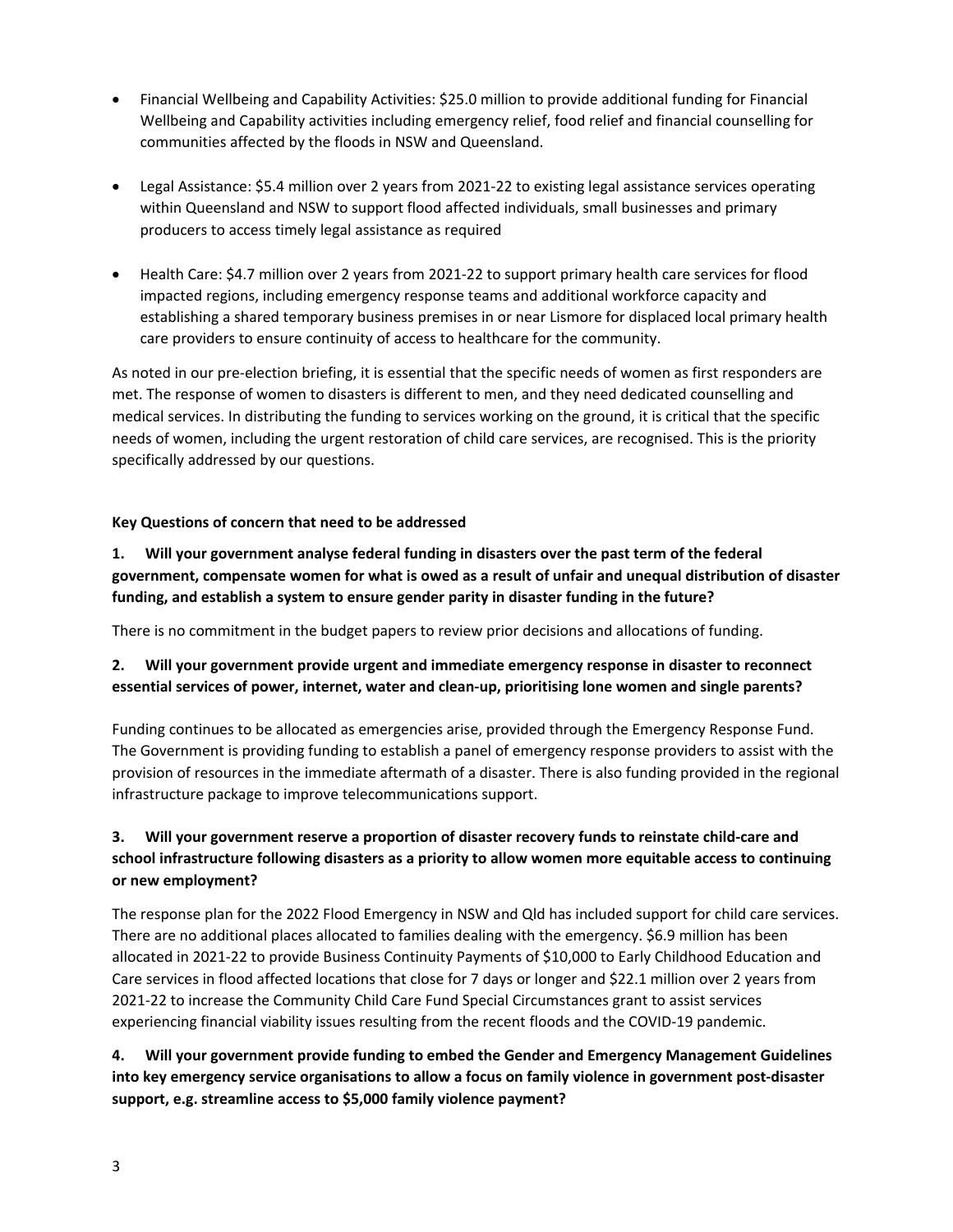- Financial Wellbeing and Capability Activities: $25.0 million to provide additional funding for Financial Wellbeing and Capability activities including emergency relief, food relief and financial counselling for communities affected by the floods in NSW and Queensland.
- Legal Assistance: $5.4 million over 2 years from 2021-22 to existing legal assistance services operating within Queensland and NSW to support flood affected individuals, small businesses and primary producers to access timely legal assistance as required
- Health Care: $4.7 million over 2 years from 2021-22 to support primary health care services for flood impacted regions, including emergency response teams and additional workforce capacity and establishing a shared temporary business premises in or near Lismore for displaced local primary health care providers to ensure continuity of access to healthcare for the community.

As noted in our pre-election briefing, it is essential that the specific needs of women as first responders are met. The response of women to disasters is different to men, and they need dedicated counselling and medical services. In distributing the funding to services working on the ground, it is critical that the specific needs of women, including the urgent restoration of child care services, are recognised. This is the priority specifically addressed by our questions.

**Key Questions of concern that need to be addressed**

**1. Will your government analyse federal funding in disasters over the past term of the federal government, compensate women for what is owed as a result of unfair and unequal distribution of disaster funding, and establish a system to ensure gender parity in disaster funding in the future?**

There is no commitment in the budget papers to review prior decisions and allocations of funding.

**2. Will your government provide urgent and immediate emergency response in disaster to reconnect essential services of power, internet, water and clean-up, prioritising lone women and single parents?**

Funding continues to be allocated as emergencies arise, provided through the Emergency Response Fund. The Government is providing funding to establish a panel of emergency response providers to assist with the provision of resources in the immediate aftermath of a disaster. There is also funding provided in the regional infrastructure package to improve telecommunications support.

**3. Will your government reserve a proportion of disaster recovery funds to reinstate child-care and school infrastructure following disasters as a priority to allow women more equitable access to continuing or new employment?**

The response plan for the 2022 Flood Emergency in NSW and Qld has included support for child care services. There are no additional places allocated to families dealing with the emergency. $6.9 million has been allocated in 2021-22 to provide Business Continuity Payments of $10,000 to Early Childhood Education and Care services in flood affected locations that close for 7 days or longer and $22.1 million over 2 years from 2021-22 to increase the Community Child Care Fund Special Circumstances grant to assist services experiencing financial viability issues resulting from the recent floods and the COVID-19 pandemic.

**4. Will your government provide funding to embed the Gender and Emergency Management Guidelines into key emergency service organisations to allow a focus on family violence in government post-disaster support, e.g. streamline access to $5,000 family violence payment?**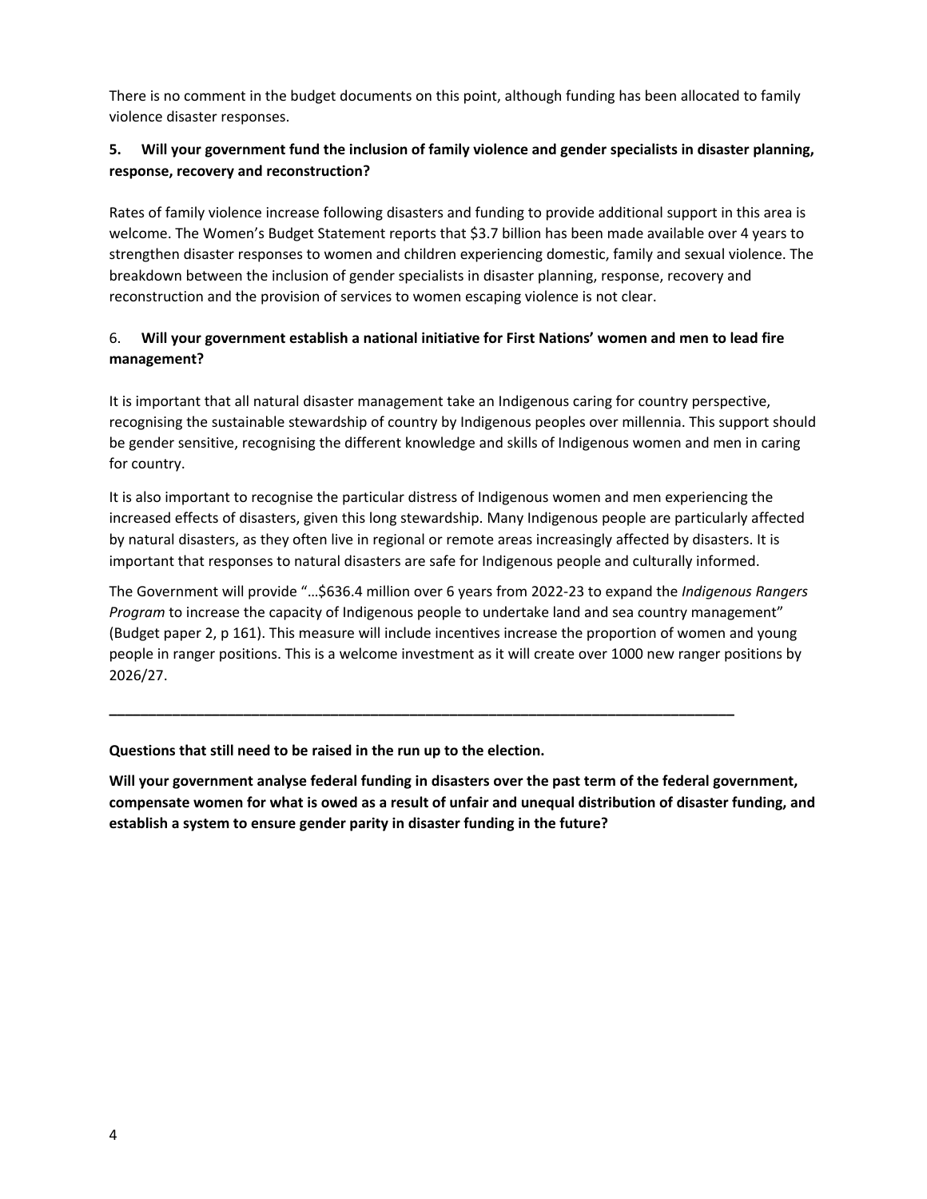There is no comment in the budget documents on this point, although funding has been allocated to family violence disaster responses.

**5. Will your government fund the inclusion of family violence and gender specialists in disaster planning, response, recovery and reconstruction?**

Rates of family violence increase following disasters and funding to provide additional support in this area is welcome. The Women's Budget Statement reports that $3.7 billion has been made available over 4 years to strengthen disaster responses to women and children experiencing domestic, family and sexual violence. The breakdown between the inclusion of gender specialists in disaster planning, response, recovery and reconstruction and the provision of services to women escaping violence is not clear.

6. **Will your government establish a national initiative for First Nations' women and men to lead fire management?**

It is important that all natural disaster management take an Indigenous caring for country perspective, recognising the sustainable stewardship of country by Indigenous peoples over millennia. This support should be gender sensitive, recognising the different knowledge and skills of Indigenous women and men in caring for country.

It is also important to recognise the particular distress of Indigenous women and men experiencing the increased effects of disasters, given this long stewardship. Many Indigenous people are particularly affected by natural disasters, as they often live in regional or remote areas increasingly affected by disasters. It is important that responses to natural disasters are safe for Indigenous people and culturally informed.

The Government will provide "…$636.4 million over 6 years from 2022-23 to expand the *Indigenous Rangers Program* to increase the capacity of Indigenous people to undertake land and sea country management" (Budget paper 2, p 161). This measure will include incentives increase the proportion of women and young people in ranger positions. This is a welcome investment as it will create over 1000 new ranger positions by 2026/27.

---

**Questions that still need to be raised in the run up to the election.**

**Will your government analyse federal funding in disasters over the past term of the federal government, compensate women for what is owed as a result of unfair and unequal distribution of disaster funding, and establish a system to ensure gender parity in disaster funding in the future?**